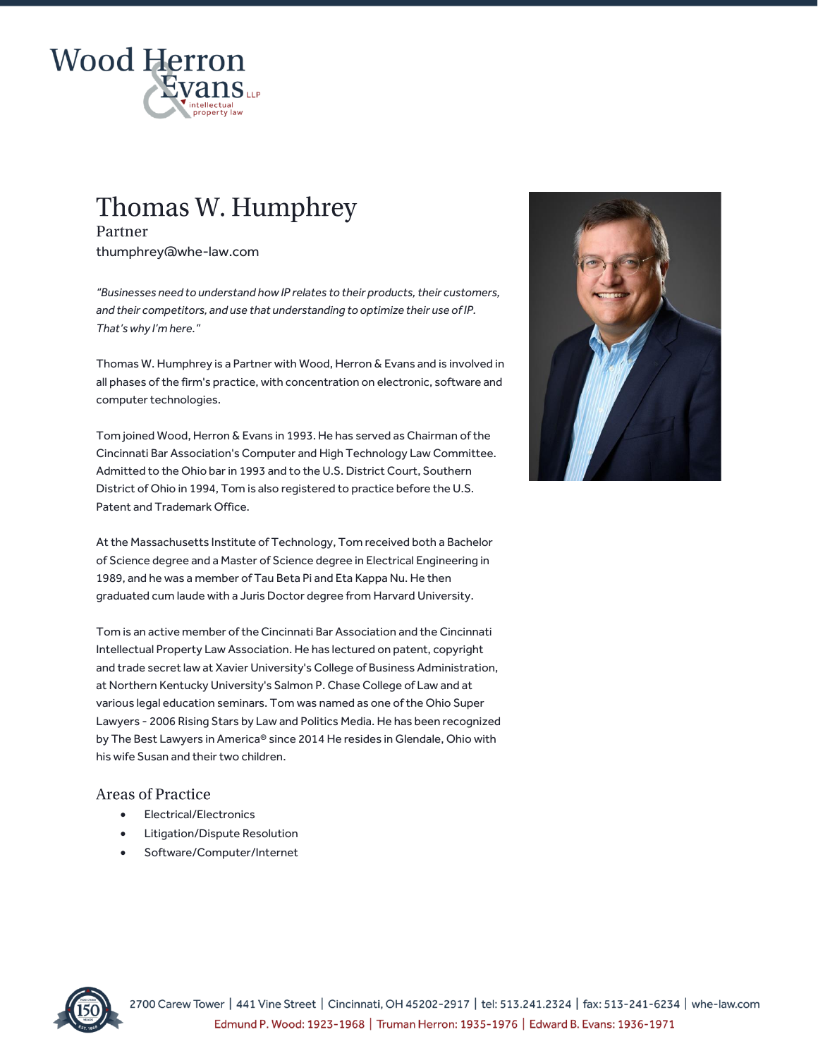# Thomas W. Humphrey

Partner

thumphrey@whe-law.com

*"Businesses need to understand how IP relates to their products, their customers, and their competitors, and use that understanding to optimize their use of IP. That's why I'm here."*

Thomas W. Humphrey is a Partner with Wood, Herron & Evans and is involved in all phases of the firm's practice, with concentration on electronic, software and computer technologies.

Tom joined Wood, Herron & Evans in 1993. He has served as Chairman of the Cincinnati Bar Association's Computer and High Technology Law Committee. Admitted to the Ohio bar in 1993 and to the U.S. District Court, Southern District of Ohio in 1994, Tom is also registered to practice before the U.S. Patent and Trademark Office.

At the Massachusetts Institute of Technology, Tom received both a Bachelor of Science degree and a Master of Science degree in Electrical Engineering in 1989, and he was a member of Tau Beta Pi and Eta Kappa Nu. He then graduated cum laude with a Juris Doctor degree from Harvard University.

Tom is an active member of the Cincinnati Bar Association and the Cincinnati Intellectual Property Law Association. He has lectured on patent, copyright and trade secret law at Xavier University's College of Business Administration, at Northern Kentucky University's Salmon P. Chase College of Law and at various legal education seminars. Tom was named as one of the Ohio Super Lawyers - 2006 Rising Stars by Law and Politics Media. He has been recognized by The Best Lawyers in America® since 2014 He resides in Glendale, Ohio with his wife Susan and their two children.

## Areas of Practice

- Electrical/Electronics
- Litigation/Dispute Resolution
- Software/Computer/Internet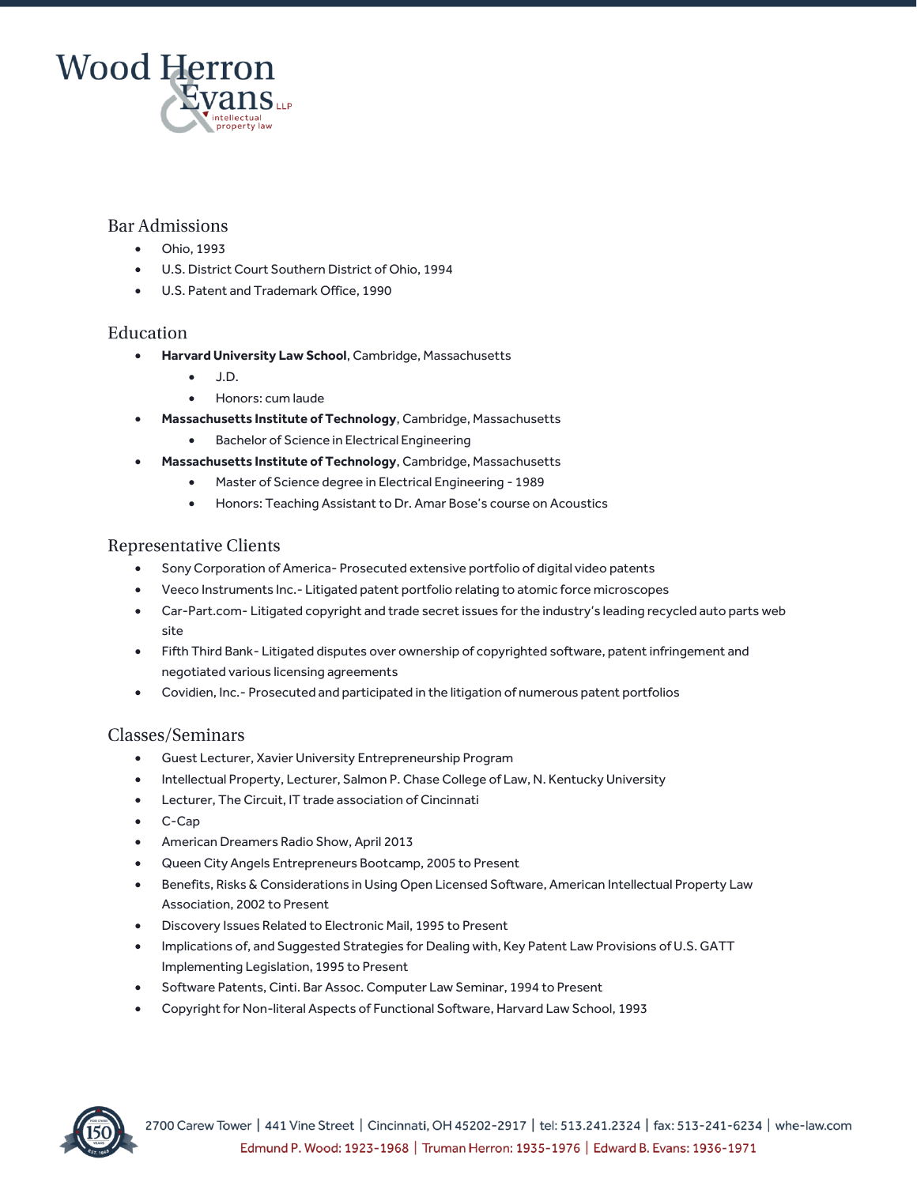## Bar Admissions

- Ohio, 1993
- U.S. District Court Southern District of Ohio, 1994
- U.S. Patent and Trademark Office, 1990

## Education

- **Harvard University Law School**, Cambridge, Massachusetts
  - J.D.
  - Honors: cum laude
- **Massachusetts Institute of Technology**, Cambridge, Massachusetts
  - Bachelor of Science in Electrical Engineering
- **Massachusetts Institute of Technology**, Cambridge, Massachusetts
  - Master of Science degree in Electrical Engineering - 1989
  - Honors: Teaching Assistant to Dr. Amar Bose's course on Acoustics

## Representative Clients

- Sony Corporation of America- Prosecuted extensive portfolio of digital video patents
- Veeco Instruments Inc.- Litigated patent portfolio relating to atomic force microscopes
- Car-Part.com- Litigated copyright and trade secret issues for the industry's leading recycled auto parts web site
- Fifth Third Bank- Litigated disputes over ownership of copyrighted software, patent infringement and negotiated various licensing agreements
- Covidien, Inc.- Prosecuted and participated in the litigation of numerous patent portfolios

## Classes/Seminars

- Guest Lecturer, Xavier University Entrepreneurship Program
- Intellectual Property, Lecturer, Salmon P. Chase College of Law, N. Kentucky University
- Lecturer, The Circuit, IT trade association of Cincinnati
- C-Cap
- American Dreamers Radio Show, April 2013
- Queen City Angels Entrepreneurs Bootcamp, 2005 to Present
- Benefits, Risks & Considerations in Using Open Licensed Software, American Intellectual Property Law Association, 2002 to Present
- Discovery Issues Related to Electronic Mail, 1995 to Present
- Implications of, and Suggested Strategies for Dealing with, Key Patent Law Provisions of U.S. GATT Implementing Legislation, 1995 to Present
- Software Patents, Cinti. Bar Assoc. Computer Law Seminar, 1994 to Present
- Copyright for Non-literal Aspects of Functional Software, Harvard Law School, 1993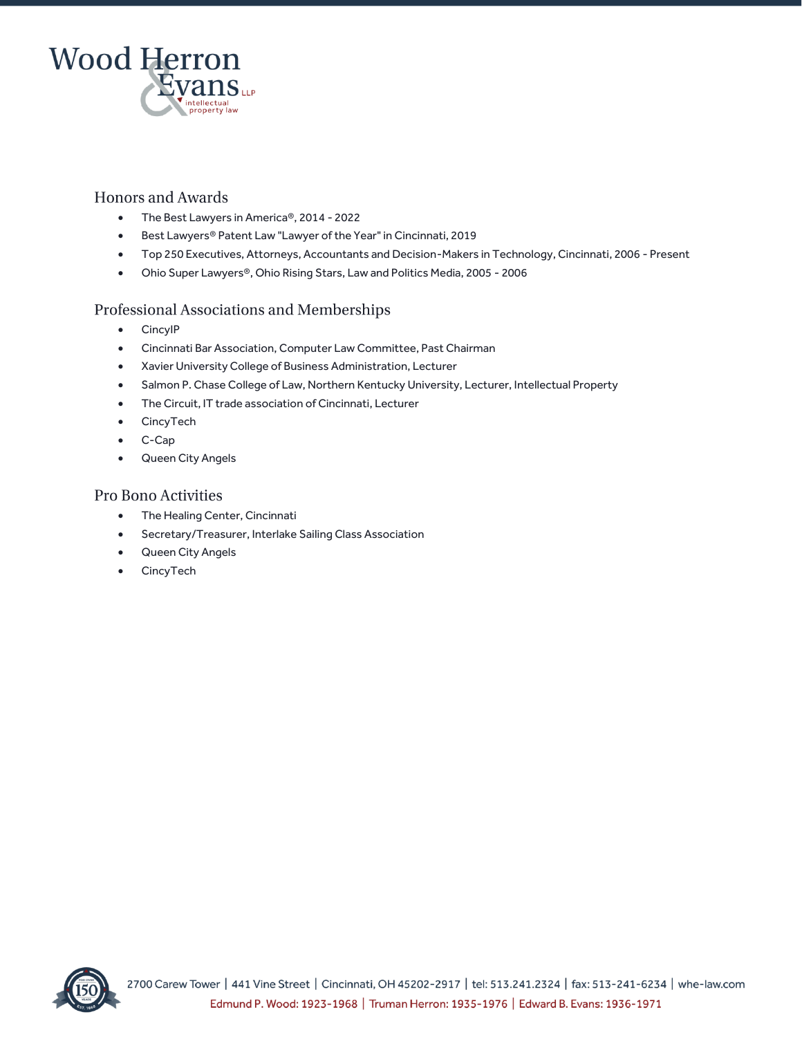## Honors and Awards

- The Best Lawyers in America®, 2014 - 2022
- Best Lawyers® Patent Law "Lawyer of the Year" in Cincinnati, 2019
- Top 250 Executives, Attorneys, Accountants and Decision-Makers in Technology, Cincinnati, 2006 - Present
- Ohio Super Lawyers®, Ohio Rising Stars, Law and Politics Media, 2005 - 2006

## Professional Associations and Memberships

- CincyIP
- Cincinnati Bar Association, Computer Law Committee, Past Chairman
- Xavier University College of Business Administration, Lecturer
- Salmon P. Chase College of Law, Northern Kentucky University, Lecturer, Intellectual Property
- The Circuit, IT trade association of Cincinnati, Lecturer
- CincyTech
- C-Cap
- Queen City Angels

## Pro Bono Activities

- The Healing Center, Cincinnati
- Secretary/Treasurer, Interlake Sailing Class Association
- Queen City Angels
- CincyTech